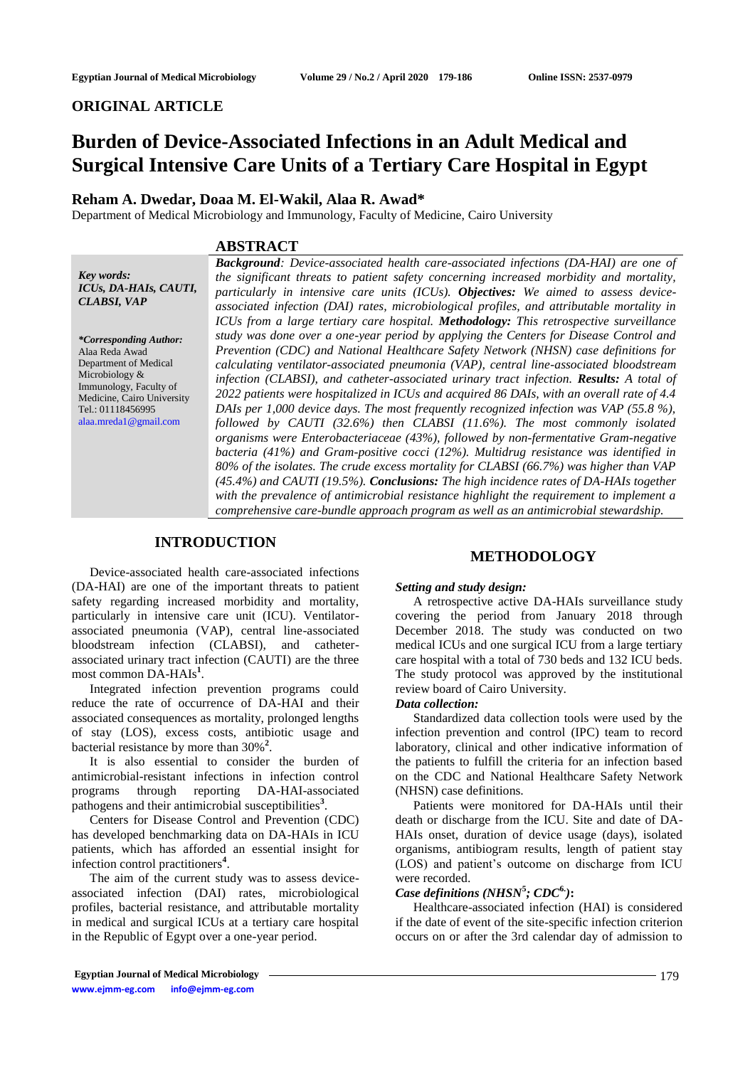**ORIGINAL ARTICLE**

# Burden of Device-Associated Infections in an Adult Medical and Surgical Intensive Care Units of a Tertiary Care Hospital in Egypt

## Reham A. Dwedar, Doaa M. El-Wakil, Alaa R. Awad*

Department of Medical Microbiology and Immunology, Faculty of Medicine, Cairo University

## ABSTRACT

***Key words:*** *ICUs, DA-HAIs, CAUTI, CLABSI, VAP*

***\*Corresponding Author:***
Alaa Reda Awad
Department of Medical Microbiology & Immunology, Faculty of Medicine, Cairo University
Tel.: 01118456995
alaa.mreda1@gmail.com

***Background****: Device-associated health care-associated infections (DA-HAI) are one of the significant threats to patient safety concerning increased morbidity and mortality, particularly in intensive care units (ICUs).* ***Objectives:*** *We aimed to assess device-associated infection (DAI) rates, microbiological profiles, and attributable mortality in ICUs from a large tertiary care hospital.* ***Methodology:*** *This retrospective surveillance study was done over a one-year period by applying the Centers for Disease Control and Prevention (CDC) and National Healthcare Safety Network (NHSN) case definitions for calculating ventilator-associated pneumonia (VAP), central line-associated bloodstream infection (CLABSI), and catheter-associated urinary tract infection.* ***Results:*** *A total of 2022 patients were hospitalized in ICUs and acquired 86 DAIs, with an overall rate of 4.4 DAIs per 1,000 device days. The most frequently recognized infection was VAP (55.8 %), followed by CAUTI (32.6%) then CLABSI (11.6%). The most commonly isolated organisms were Enterobacteriaceae (43%), followed by non-fermentative Gram-negative bacteria (41%) and Gram-positive cocci (12%). Multidrug resistance was identified in 80% of the isolates. The crude excess mortality for CLABSI (66.7%) was higher than VAP (45.4%) and CAUTI (19.5%).* ***Conclusions:*** *The high incidence rates of DA-HAIs together with the prevalence of antimicrobial resistance highlight the requirement to implement a comprehensive care-bundle approach program as well as an antimicrobial stewardship.*

## INTRODUCTION

Device-associated health care-associated infections (DA-HAI) are one of the important threats to patient safety regarding increased morbidity and mortality, particularly in intensive care unit (ICU). Ventilator-associated pneumonia (VAP), central line-associated bloodstream infection (CLABSI), and catheter-associated urinary tract infection (CAUTI) are the three most common DA-HAIs[1].

Integrated infection prevention programs could reduce the rate of occurrence of DA-HAI and their associated consequences as mortality, prolonged lengths of stay (LOS), excess costs, antibiotic usage and bacterial resistance by more than 30%[2].

It is also essential to consider the burden of antimicrobial-resistant infections in infection control programs through reporting DA-HAI-associated pathogens and their antimicrobial susceptibilities[3].

Centers for Disease Control and Prevention (CDC) has developed benchmarking data on DA-HAIs in ICU patients, which has afforded an essential insight for infection control practitioners[4].

The aim of the current study was to assess device-associated infection (DAI) rates, microbiological profiles, bacterial resistance, and attributable mortality in medical and surgical ICUs at a tertiary care hospital in the Republic of Egypt over a one-year period.

## METHODOLOGY

***Setting and study design:***

A retrospective active DA-HAIs surveillance study covering the period from January 2018 through December 2018. The study was conducted on two medical ICUs and one surgical ICU from a large tertiary care hospital with a total of 730 beds and 132 ICU beds. The study protocol was approved by the institutional review board of Cairo University.

***Data collection:***

Standardized data collection tools were used by the infection prevention and control (IPC) team to record laboratory, clinical and other indicative information of the patients to fulfill the criteria for an infection based on the CDC and National Healthcare Safety Network (NHSN) case definitions.

Patients were monitored for DA-HAIs until their death or discharge from the ICU. Site and date of DA-HAIs onset, duration of device usage (days), isolated organisms, antibiogram results, length of patient stay (LOS) and patient's outcome on discharge from ICU were recorded.

***Case definitions (NHSN[5]; CDC[6]):***

Healthcare-associated infection (HAI) is considered if the date of event of the site-specific infection criterion occurs on or after the 3rd calendar day of admission to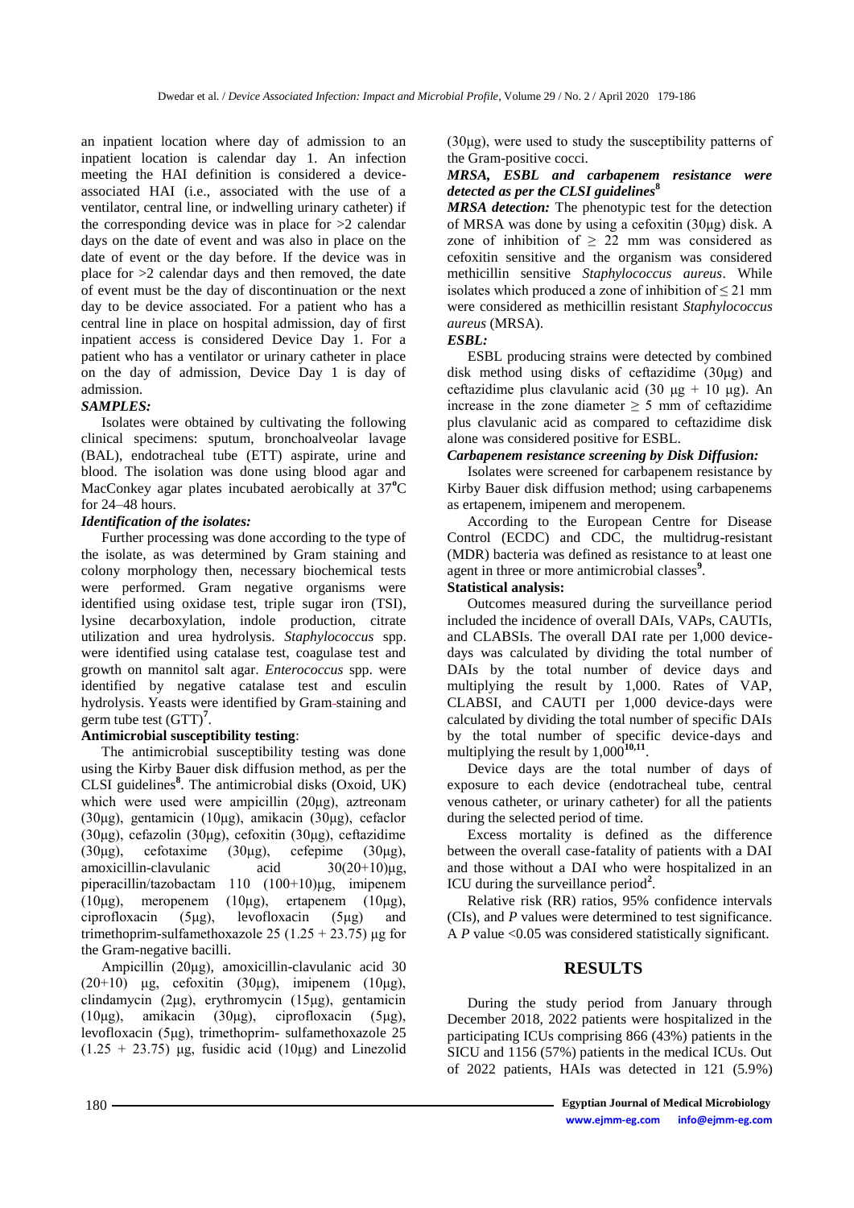an inpatient location where day of admission to an inpatient location is calendar day 1. An infection meeting the HAI definition is considered a device-associated HAI (i.e., associated with the use of a ventilator, central line, or indwelling urinary catheter) if the corresponding device was in place for >2 calendar days on the date of event and was also in place on the date of event or the day before. If the device was in place for >2 calendar days and then removed, the date of event must be the day of discontinuation or the next day to be device associated. For a patient who has a central line in place on hospital admission, day of first inpatient access is considered Device Day 1. For a patient who has a ventilator or urinary catheter in place on the day of admission, Device Day 1 is day of admission.

***SAMPLES:***

Isolates were obtained by cultivating the following clinical specimens: sputum, bronchoalveolar lavage (BAL), endotracheal tube (ETT) aspirate, urine and blood. The isolation was done using blood agar and MacConkey agar plates incubated aerobically at 37°C for 24–48 hours.

***Identification of the isolates:***

Further processing was done according to the type of the isolate, as was determined by Gram staining and colony morphology then, necessary biochemical tests were performed. Gram negative organisms were identified using oxidase test, triple sugar iron (TSI), lysine decarboxylation, indole production, citrate utilization and urea hydrolysis. *Staphylococcus* spp. were identified using catalase test, coagulase test and growth on mannitol salt agar. *Enterococcus* spp. were identified by negative catalase test and esculin hydrolysis. Yeasts were identified by Gram staining and germ tube test (GTT)[7].

**Antimicrobial susceptibility testing**:

The antimicrobial susceptibility testing was done using the Kirby Bauer disk diffusion method, as per the CLSI guidelines[8]. The antimicrobial disks (Oxoid, UK) which were used were ampicillin (20μg), aztreonam (30μg), gentamicin (10μg), amikacin (30μg), cefaclor (30μg), cefazolin (30μg), cefoxitin (30μg), ceftazidime (30μg), cefotaxime (30μg), cefepime (30μg), amoxicillin-clavulanic acid 30(20+10)μg, piperacillin/tazobactam 110 (100+10)μg, imipenem (10μg), meropenem (10μg), ertapenem (10μg), ciprofloxacin (5μg), levofloxacin (5μg) and trimethoprim-sulfamethoxazole 25 (1.25 + 23.75) μg for the Gram-negative bacilli.

Ampicillin (20μg), amoxicillin-clavulanic acid 30 (20+10) μg, cefoxitin (30μg), imipenem (10μg), clindamycin (2μg), erythromycin (15μg), gentamicin (10μg), amikacin (30μg), ciprofloxacin (5μg), levofloxacin (5μg), trimethoprim- sulfamethoxazole 25 (1.25 + 23.75) μg, fusidic acid (10μg) and Linezolid (30μg), were used to study the susceptibility patterns of the Gram-positive cocci.

***MRSA, ESBL and carbapenem resistance were detected as per the CLSI guidelines[8]***

***MRSA detection:*** The phenotypic test for the detection of MRSA was done by using a cefoxitin (30μg) disk. A zone of inhibition of ≥ 22 mm was considered as cefoxitin sensitive and the organism was considered methicillin sensitive *Staphylococcus aureus*. While isolates which produced a zone of inhibition of ≤ 21 mm were considered as methicillin resistant *Staphylococcus aureus* (MRSA).

***ESBL:***

ESBL producing strains were detected by combined disk method using disks of ceftazidime (30μg) and ceftazidime plus clavulanic acid (30 μg + 10 μg). An increase in the zone diameter ≥ 5 mm of ceftazidime plus clavulanic acid as compared to ceftazidime disk alone was considered positive for ESBL.

***Carbapenem resistance screening by Disk Diffusion:***

Isolates were screened for carbapenem resistance by Kirby Bauer disk diffusion method; using carbapenems as ertapenem, imipenem and meropenem.

According to the European Centre for Disease Control (ECDC) and CDC, the multidrug-resistant (MDR) bacteria was defined as resistance to at least one agent in three or more antimicrobial classes[9].

**Statistical analysis:**

Outcomes measured during the surveillance period included the incidence of overall DAIs, VAPs, CAUTIs, and CLABSIs. The overall DAI rate per 1,000 device-days was calculated by dividing the total number of DAIs by the total number of device days and multiplying the result by 1,000. Rates of VAP, CLABSI, and CAUTI per 1,000 device-days were calculated by dividing the total number of specific DAIs by the total number of specific device-days and multiplying the result by 1,000[10,11].

Device days are the total number of days of exposure to each device (endotracheal tube, central venous catheter, or urinary catheter) for all the patients during the selected period of time.

Excess mortality is defined as the difference between the overall case-fatality of patients with a DAI and those without a DAI who were hospitalized in an ICU during the surveillance period[2].

Relative risk (RR) ratios, 95% confidence intervals (CIs), and *P* values were determined to test significance. A *P* value $<0.05$ was considered statistically significant.

## RESULTS

During the study period from January through December 2018, 2022 patients were hospitalized in the participating ICUs comprising 866 (43%) patients in the SICU and 1156 (57%) patients in the medical ICUs. Out of 2022 patients, HAIs was detected in 121 (5.9%)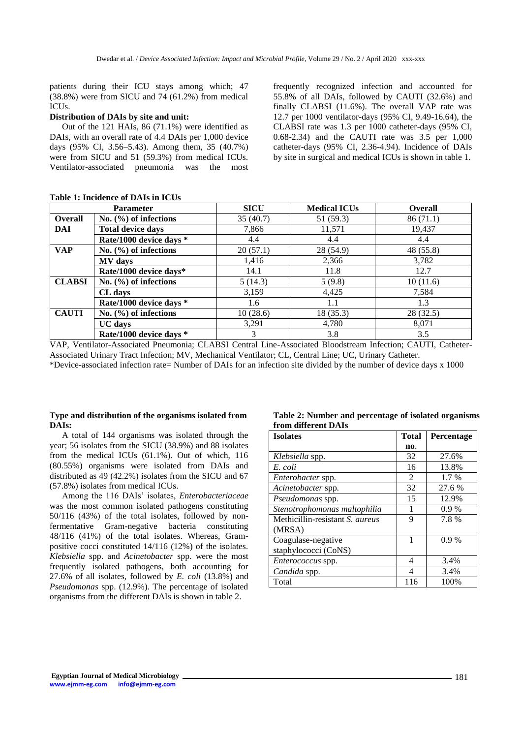patients during their ICU stays among which; 47 (38.8%) were from SICU and 74 (61.2%) from medical ICUs.

**Distribution of DAIs by site and unit:**

Out of the 121 HAIs, 86 (71.1%) were identified as DAIs, with an overall rate of 4.4 DAIs per 1,000 device days (95% CI, 3.56–5.43). Among them, 35 (40.7%) were from SICU and 51 (59.3%) from medical ICUs. Ventilator-associated pneumonia was the most frequently recognized infection and accounted for 55.8% of all DAIs, followed by CAUTI (32.6%) and finally CLABSI (11.6%). The overall VAP rate was 12.7 per 1000 ventilator-days (95% CI, 9.49-16.64), the CLABSI rate was 1.3 per 1000 catheter-days (95% CI, 0.68-2.34) and the CAUTI rate was 3.5 per 1,000 catheter-days (95% CI, 2.36-4.94). Incidence of DAIs by site in surgical and medical ICUs is shown in table 1.

**Table 1: Incidence of DAIs in ICUs**

| Parameter | | SICU | Medical ICUs | Overall |
|---|---|---|---|---|
| **Overall DAI** | **No. (%) of infections** | 35 (40.7) | 51 (59.3) | 86 (71.1) |
| | **Total device days** | 7,866 | 11,571 | 19,437 |
| | **Rate/1000 device days \*** | 4.4 | 4.4 | 4.4 |
| **VAP** | **No. (%) of infections** | 20 (57.1) | 28 (54.9) | 48 (55.8) |
| | **MV days** | 1,416 | 2,366 | 3,782 |
| | **Rate/1000 device days\*** | 14.1 | 11.8 | 12.7 |
| **CLABSI** | **No. (%) of infections** | 5 (14.3) | 5 (9.8) | 10 (11.6) |
| | **CL days** | 3,159 | 4,425 | 7,584 |
| | **Rate/1000 device days \*** | 1.6 | 1.1 | 1.3 |
| **CAUTI** | **No. (%) of infections** | 10 (28.6) | 18 (35.3) | 28 (32.5) |
| | **UC days** | 3,291 | 4,780 | 8,071 |
| | **Rate/1000 device days \*** | 3 | 3.8 | 3.5 |

VAP, Ventilator-Associated Pneumonia; CLABSI Central Line-Associated Bloodstream Infection; CAUTI, Catheter-Associated Urinary Tract Infection; MV, Mechanical Ventilator; CL, Central Line; UC, Urinary Catheter.

*Device-associated infection rate= Number of DAIs for an infection site divided by the number of device days x 1000

**Type and distribution of the organisms isolated from DAIs:**

A total of 144 organisms was isolated through the year; 56 isolates from the SICU (38.9%) and 88 isolates from the medical ICUs (61.1%). Out of which, 116 (80.55%) organisms were isolated from DAIs and distributed as 49 (42.2%) isolates from the SICU and 67 (57.8%) isolates from medical ICUs.

Among the 116 DAIs' isolates, *Enterobacteriaceae* was the most common isolated pathogens constituting 50/116 (43%) of the total isolates, followed by non-fermentative Gram-negative bacteria constituting 48/116 (41%) of the total isolates. Whereas, Gram-positive cocci constituted 14/116 (12%) of the isolates. *Klebsiella* spp. and *Acinetobacter* spp. were the most frequently isolated pathogens, both accounting for 27.6% of all isolates, followed by *E. coli* (13.8%) and *Pseudomonas* spp. (12.9%). The percentage of isolated organisms from the different DAIs is shown in table 2.

**Table 2: Number and percentage of isolated organisms from different DAIs**

| Isolates | Total no. | Percentage |
|---|---|---|
| *Klebsiella* spp. | 32 | 27.6% |
| *E. coli* | 16 | 13.8% |
| *Enterobacter* spp. | 2 | 1.7 % |
| *Acinetobacter* spp. | 32 | 27.6 % |
| *Pseudomonas* spp. | 15 | 12.9% |
| *Stenotrophomonas maltophilia* | 1 | 0.9 % |
| Methicillin-resistant *S. aureus* (MRSA) | 9 | 7.8 % |
| Coagulase-negative staphylococci (CoNS) | 1 | 0.9 % |
| *Enterococcus* spp. | 4 | 3.4% |
| *Candida* spp. | 4 | 3.4% |
| Total | 116 | 100% |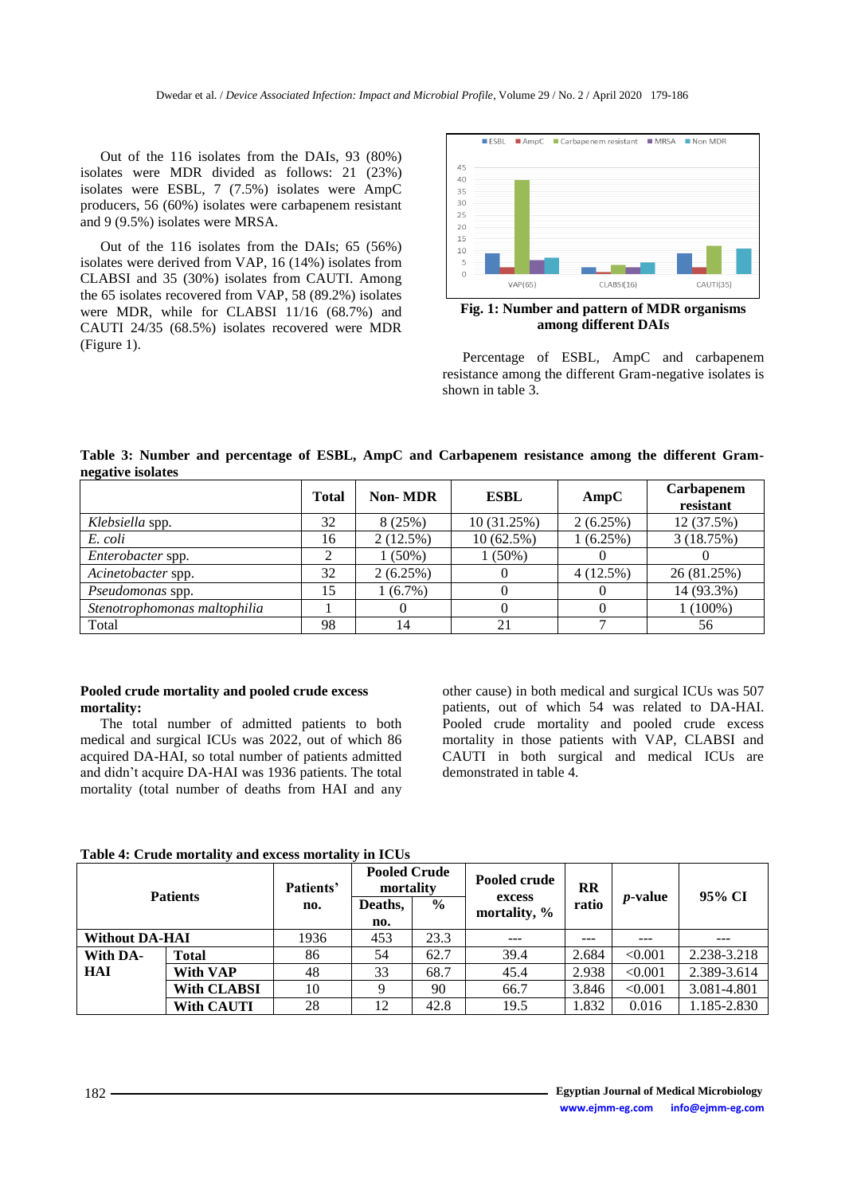Out of the 116 isolates from the DAIs, 93 (80%) isolates were MDR divided as follows: 21 (23%) isolates were ESBL, 7 (7.5%) isolates were AmpC producers, 56 (60%) isolates were carbapenem resistant and 9 (9.5%) isolates were MRSA.

Out of the 116 isolates from the DAIs; 65 (56%) isolates were derived from VAP, 16 (14%) isolates from CLABSI and 35 (30%) isolates from CAUTI. Among the 65 isolates recovered from VAP, 58 (89.2%) isolates were MDR, while for CLABSI 11/16 (68.7%) and CAUTI 24/35 (68.5%) isolates recovered were MDR (Figure 1).

**Fig. 1: Number and pattern of MDR organisms among different DAIs**

Percentage of ESBL, AmpC and carbapenem resistance among the different Gram-negative isolates is shown in table 3.

**Table 3: Number and percentage of ESBL, AmpC and Carbapenem resistance among the different Gram-negative isolates**

| | Total | Non- MDR | ESBL | AmpC | Carbapenem resistant |
|---|---|---|---|---|---|
| *Klebsiella* spp. | 32 | 8 (25%) | 10 (31.25%) | 2 (6.25%) | 12 (37.5%) |
| *E. coli* | 16 | 2 (12.5%) | 10 (62.5%) | 1 (6.25%) | 3 (18.75%) |
| *Enterobacter* spp. | 2 | 1 (50%) | 1 (50%) | 0 | 0 |
| *Acinetobacter* spp. | 32 | 2 (6.25%) | 0 | 4 (12.5%) | 26 (81.25%) |
| *Pseudomonas* spp. | 15 | 1 (6.7%) | 0 | 0 | 14 (93.3%) |
| *Stenotrophomonas maltophilia* | 1 | 0 | 0 | 0 | 1 (100%) |
| Total | 98 | 14 | 21 | 7 | 56 |

**Pooled crude mortality and pooled crude excess mortality:**

The total number of admitted patients to both medical and surgical ICUs was 2022, out of which 86 acquired DA-HAI, so total number of patients admitted and didn't acquire DA-HAI was 1936 patients. The total mortality (total number of deaths from HAI and any other cause) in both medical and surgical ICUs was 507 patients, out of which 54 was related to DA-HAI. Pooled crude mortality and pooled crude excess mortality in those patients with VAP, CLABSI and CAUTI in both surgical and medical ICUs are demonstrated in table 4.

**Table 4: Crude mortality and excess mortality in ICUs**

| Patients | | Patients' no. | Pooled Crude mortality | | Pooled crude excess mortality, % | RR ratio | *p*-value | 95% CI |
|---|---|---|---|---|---|---|---|---|
| | | | Deaths, no. | % | | | | |
| **Without DA-HAI** | | 1936 | 453 | 23.3 | --- | --- | --- | --- |
| **With DA-HAI** | **Total** | 86 | 54 | 62.7 | 39.4 | 2.684 | <0.001 | 2.238-3.218 |
| | **With VAP** | 48 | 33 | 68.7 | 45.4 | 2.938 | <0.001 | 2.389-3.614 |
| | **With CLABSI** | 10 | 9 | 90 | 66.7 | 3.846 | <0.001 | 3.081-4.801 |
| | **With CAUTI** | 28 | 12 | 42.8 | 19.5 | 1.832 | 0.016 | 1.185-2.830 |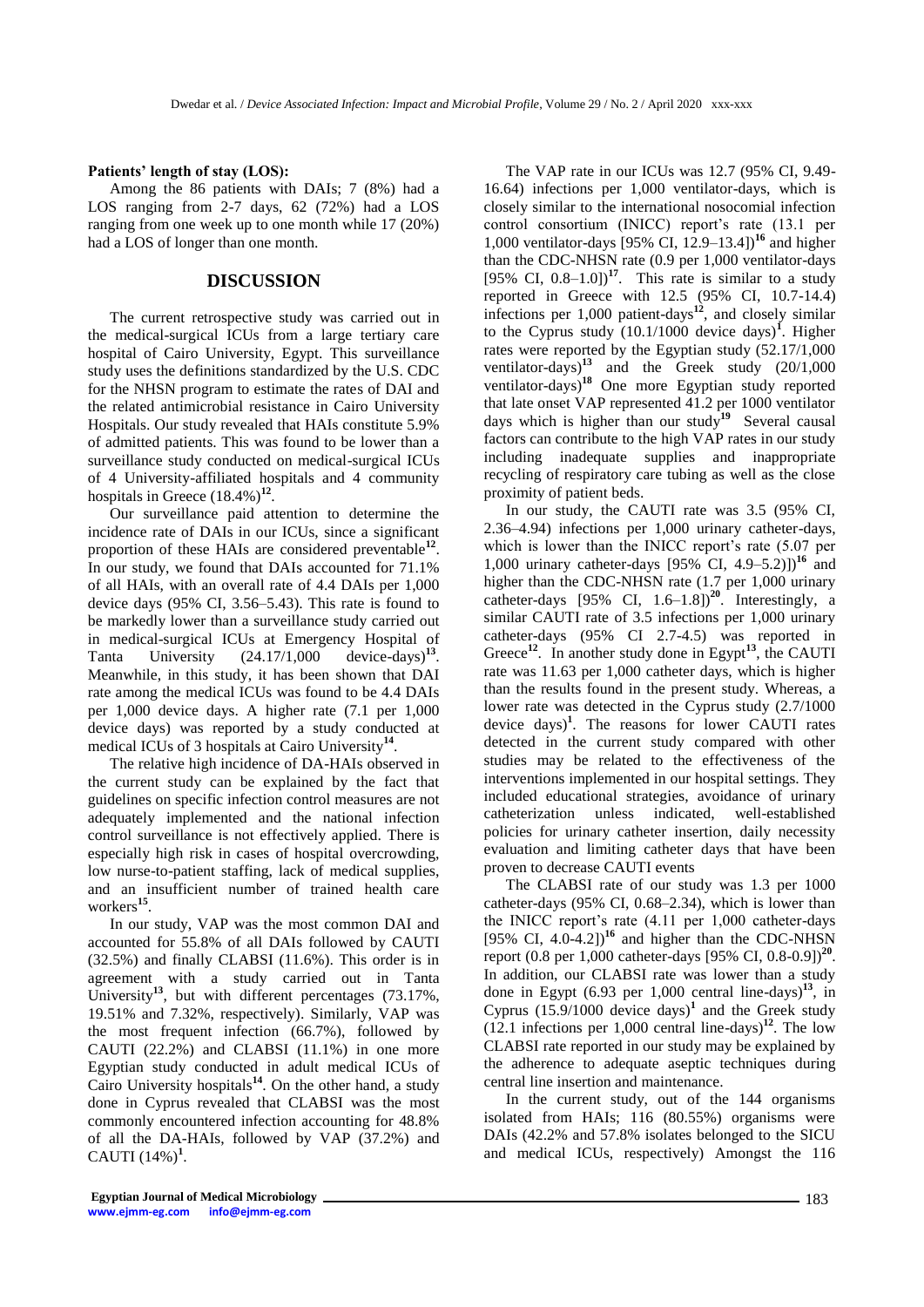**Patients' length of stay (LOS):**

Among the 86 patients with DAIs; 7 (8%) had a LOS ranging from 2-7 days, 62 (72%) had a LOS ranging from one week up to one month while 17 (20%) had a LOS of longer than one month.

## DISCUSSION

The current retrospective study was carried out in the medical-surgical ICUs from a large tertiary care hospital of Cairo University, Egypt. This surveillance study uses the definitions standardized by the U.S. CDC for the NHSN program to estimate the rates of DAI and the related antimicrobial resistance in Cairo University Hospitals. Our study revealed that HAIs constitute 5.9% of admitted patients. This was found to be lower than a surveillance study conducted on medical-surgical ICUs of 4 University-affiliated hospitals and 4 community hospitals in Greece (18.4%)[12].

Our surveillance paid attention to determine the incidence rate of DAIs in our ICUs, since a significant proportion of these HAIs are considered preventable[12]. In our study, we found that DAIs accounted for 71.1% of all HAIs, with an overall rate of 4.4 DAIs per 1,000 device days (95% CI, 3.56–5.43). This rate is found to be markedly lower than a surveillance study carried out in medical-surgical ICUs at Emergency Hospital of Tanta University (24.17/1,000 device-days)[13]. Meanwhile, in this study, it has been shown that DAI rate among the medical ICUs was found to be 4.4 DAIs per 1,000 device days. A higher rate (7.1 per 1,000 device days) was reported by a study conducted at medical ICUs of 3 hospitals at Cairo University[14].

The relative high incidence of DA-HAIs observed in the current study can be explained by the fact that guidelines on specific infection control measures are not adequately implemented and the national infection control surveillance is not effectively applied. There is especially high risk in cases of hospital overcrowding, low nurse-to-patient staffing, lack of medical supplies, and an insufficient number of trained health care workers[15].

In our study, VAP was the most common DAI and accounted for 55.8% of all DAIs followed by CAUTI (32.5%) and finally CLABSI (11.6%). This order is in agreement with a study carried out in Tanta University[13], but with different percentages (73.17%, 19.51% and 7.32%, respectively). Similarly, VAP was the most frequent infection (66.7%), followed by CAUTI (22.2%) and CLABSI (11.1%) in one more Egyptian study conducted in adult medical ICUs of Cairo University hospitals[14]. On the other hand, a study done in Cyprus revealed that CLABSI was the most commonly encountered infection accounting for 48.8% of all the DA-HAIs, followed by VAP (37.2%) and CAUTI (14%)[1].

The VAP rate in our ICUs was 12.7 (95% CI, 9.49-16.64) infections per 1,000 ventilator-days, which is closely similar to the international nosocomial infection control consortium (INICC) report's rate (13.1 per 1,000 ventilator-days [95% CI, 12.9–13.4])[16] and higher than the CDC-NHSN rate (0.9 per 1,000 ventilator-days [95% CI, 0.8–1.0])[17]. This rate is similar to a study reported in Greece with 12.5 (95% CI, 10.7-14.4) infections per 1,000 patient-days[12], and closely similar to the Cyprus study (10.1/1000 device days)[1]. Higher rates were reported by the Egyptian study (52.17/1,000 ventilator-days)[13] and the Greek study (20/1,000 ventilator-days)[18] One more Egyptian study reported that late onset VAP represented 41.2 per 1000 ventilator days which is higher than our study[19] Several causal factors can contribute to the high VAP rates in our study including inadequate supplies and inappropriate recycling of respiratory care tubing as well as the close proximity of patient beds.

In our study, the CAUTI rate was 3.5 (95% CI, 2.36–4.94) infections per 1,000 urinary catheter-days, which is lower than the INICC report's rate (5.07 per 1,000 urinary catheter-days [95% CI, 4.9–5.2])[16] and higher than the CDC-NHSN rate (1.7 per 1,000 urinary catheter-days [95% CI, 1.6–1.8])[20]. Interestingly, a similar CAUTI rate of 3.5 infections per 1,000 urinary catheter-days (95% CI 2.7-4.5) was reported in Greece[12]. In another study done in Egypt[13], the CAUTI rate was 11.63 per 1,000 catheter days, which is higher than the results found in the present study. Whereas, a lower rate was detected in the Cyprus study (2.7/1000 device days)[1]. The reasons for lower CAUTI rates detected in the current study compared with other studies may be related to the effectiveness of the interventions implemented in our hospital settings. They included educational strategies, avoidance of urinary catheterization unless indicated, well-established policies for urinary catheter insertion, daily necessity evaluation and limiting catheter days that have been proven to decrease CAUTI events

The CLABSI rate of our study was 1.3 per 1000 catheter-days (95% CI, 0.68–2.34), which is lower than the INICC report's rate (4.11 per 1,000 catheter-days [95% CI, 4.0-4.2])[16] and higher than the CDC-NHSN report (0.8 per 1,000 catheter-days [95% CI, 0.8-0.9])[20]. In addition, our CLABSI rate was lower than a study done in Egypt (6.93 per 1,000 central line-days)[13], in Cyprus (15.9/1000 device days)[1] and the Greek study (12.1 infections per 1,000 central line-days)[12]. The low CLABSI rate reported in our study may be explained by the adherence to adequate aseptic techniques during central line insertion and maintenance.

In the current study, out of the 144 organisms isolated from HAIs; 116 (80.55%) organisms were DAIs (42.2% and 57.8% isolates belonged to the SICU and medical ICUs, respectively) Amongst the 116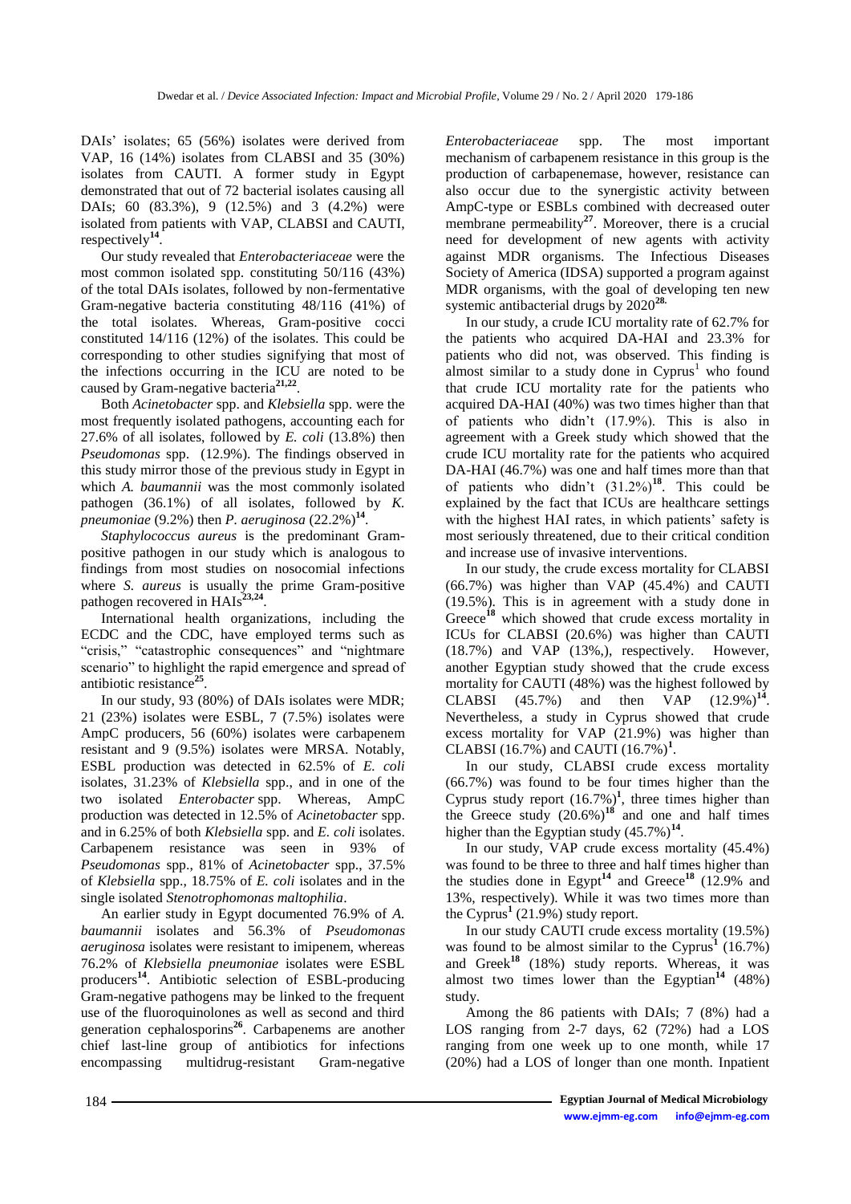DAIs' isolates; 65 (56%) isolates were derived from VAP, 16 (14%) isolates from CLABSI and 35 (30%) isolates from CAUTI. A former study in Egypt demonstrated that out of 72 bacterial isolates causing all DAIs; 60 (83.3%), 9 (12.5%) and 3 (4.2%) were isolated from patients with VAP, CLABSI and CAUTI, respectively[14].

Our study revealed that *Enterobacteriaceae* were the most common isolated spp. constituting 50/116 (43%) of the total DAIs isolates, followed by non-fermentative Gram-negative bacteria constituting 48/116 (41%) of the total isolates. Whereas, Gram-positive cocci constituted 14/116 (12%) of the isolates. This could be corresponding to other studies signifying that most of the infections occurring in the ICU are noted to be caused by Gram-negative bacteria[21,22].

Both *Acinetobacter* spp. and *Klebsiella* spp. were the most frequently isolated pathogens, accounting each for 27.6% of all isolates, followed by *E. coli* (13.8%) then *Pseudomonas* spp. (12.9%). The findings observed in this study mirror those of the previous study in Egypt in which *A. baumannii* was the most commonly isolated pathogen (36.1%) of all isolates, followed by *K. pneumoniae* (9.2%) then *P. aeruginosa* (22.2%)[14].

*Staphylococcus aureus* is the predominant Gram-positive pathogen in our study which is analogous to findings from most studies on nosocomial infections where *S. aureus* is usually the prime Gram-positive pathogen recovered in HAIs[23,24].

International health organizations, including the ECDC and the CDC, have employed terms such as "crisis," "catastrophic consequences" and "nightmare scenario" to highlight the rapid emergence and spread of antibiotic resistance[25].

In our study, 93 (80%) of DAIs isolates were MDR; 21 (23%) isolates were ESBL, 7 (7.5%) isolates were AmpC producers, 56 (60%) isolates were carbapenem resistant and 9 (9.5%) isolates were MRSA. Notably, ESBL production was detected in 62.5% of *E. coli* isolates, 31.23% of *Klebsiella* spp., and in one of the two isolated *Enterobacter* spp. Whereas, AmpC production was detected in 12.5% of *Acinetobacter* spp. and in 6.25% of both *Klebsiella* spp. and *E. coli* isolates. Carbapenem resistance was seen in 93% of *Pseudomonas* spp., 81% of *Acinetobacter* spp., 37.5% of *Klebsiella* spp., 18.75% of *E. coli* isolates and in the single isolated *Stenotrophomonas maltophilia*.

An earlier study in Egypt documented 76.9% of *A. baumannii* isolates and 56.3% of *Pseudomonas aeruginosa* isolates were resistant to imipenem, whereas 76.2% of *Klebsiella pneumoniae* isolates were ESBL producers[14]. Antibiotic selection of ESBL-producing Gram-negative pathogens may be linked to the frequent use of the fluoroquinolones as well as second and third generation cephalosporins[26]. Carbapenems are another chief last-line group of antibiotics for infections encompassing multidrug-resistant Gram-negative *Enterobacteriaceae* spp. The most important mechanism of carbapenem resistance in this group is the production of carbapenemase, however, resistance can also occur due to the synergistic activity between AmpC-type or ESBLs combined with decreased outer membrane permeability[27]. Moreover, there is a crucial need for development of new agents with activity against MDR organisms. The Infectious Diseases Society of America (IDSA) supported a program against MDR organisms, with the goal of developing ten new systemic antibacterial drugs by 2020[28].

In our study, a crude ICU mortality rate of 62.7% for the patients who acquired DA-HAI and 23.3% for patients who did not, was observed. This finding is almost similar to a study done in Cyprus[1] who found that crude ICU mortality rate for the patients who acquired DA-HAI (40%) was two times higher than that of patients who didn't (17.9%). This is also in agreement with a Greek study which showed that the crude ICU mortality rate for the patients who acquired DA-HAI (46.7%) was one and half times more than that of patients who didn't (31.2%)[18]. This could be explained by the fact that ICUs are healthcare settings with the highest HAI rates, in which patients' safety is most seriously threatened, due to their critical condition and increase use of invasive interventions.

In our study, the crude excess mortality for CLABSI (66.7%) was higher than VAP (45.4%) and CAUTI (19.5%). This is in agreement with a study done in Greece[18] which showed that crude excess mortality in ICUs for CLABSI (20.6%) was higher than CAUTI (18.7%) and VAP (13%,), respectively. However, another Egyptian study showed that the crude excess mortality for CAUTI (48%) was the highest followed by CLABSI (45.7%) and then VAP (12.9%)[14]. Nevertheless, a study in Cyprus showed that crude excess mortality for VAP (21.9%) was higher than CLABSI (16.7%) and CAUTI (16.7%)[1].

In our study, CLABSI crude excess mortality (66.7%) was found to be four times higher than the Cyprus study report (16.7%)[1], three times higher than the Greece study (20.6%)[18] and one and half times higher than the Egyptian study (45.7%)[14].

In our study, VAP crude excess mortality (45.4%) was found to be three to three and half times higher than the studies done in Egypt[14] and Greece[18] (12.9% and 13%, respectively). While it was two times more than the Cyprus[1] (21.9%) study report.

In our study CAUTI crude excess mortality (19.5%) was found to be almost similar to the Cyprus[1] (16.7%) and Greek[18] (18%) study reports. Whereas, it was almost two times lower than the Egyptian[14] (48%) study.

Among the 86 patients with DAIs; 7 (8%) had a LOS ranging from 2-7 days, 62 (72%) had a LOS ranging from one week up to one month, while 17 (20%) had a LOS of longer than one month. Inpatient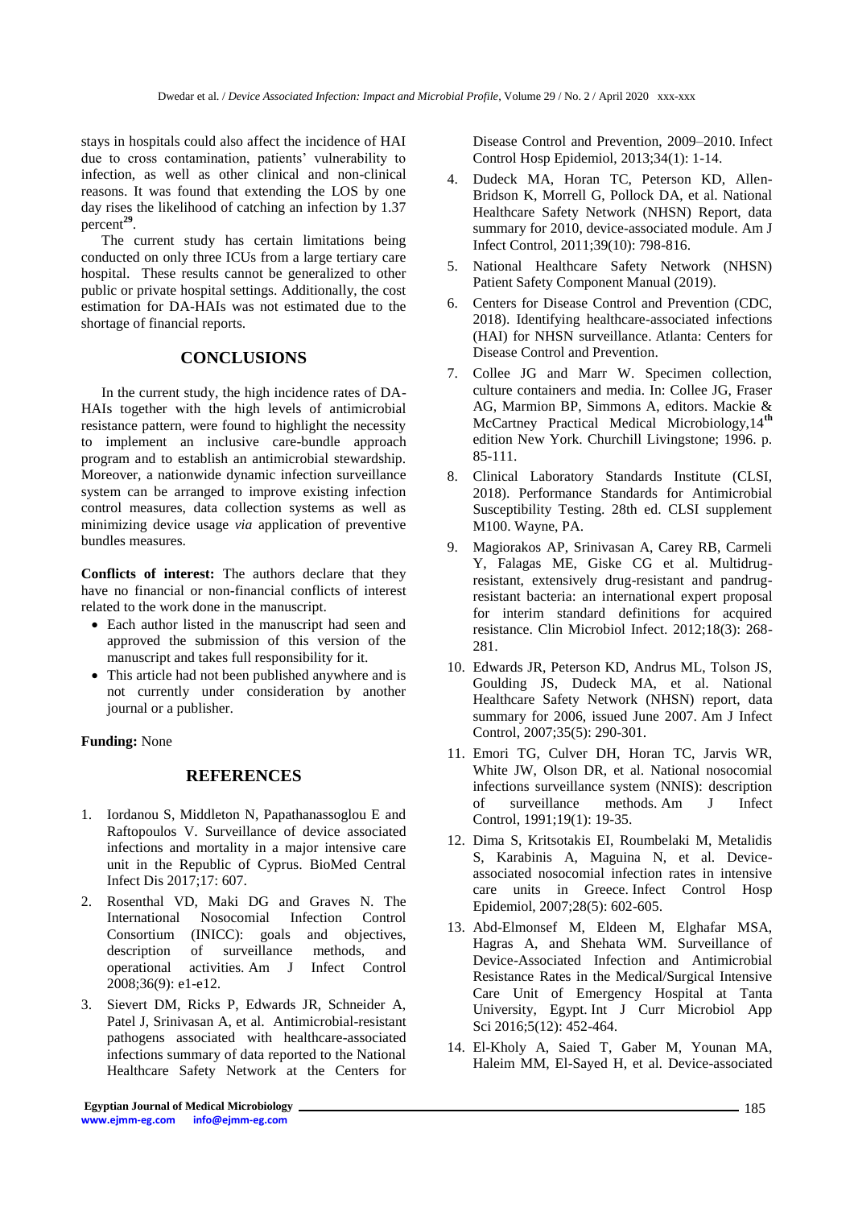stays in hospitals could also affect the incidence of HAI due to cross contamination, patients' vulnerability to infection, as well as other clinical and non-clinical reasons. It was found that extending the LOS by one day rises the likelihood of catching an infection by 1.37 percent[29].

The current study has certain limitations being conducted on only three ICUs from a large tertiary care hospital. These results cannot be generalized to other public or private hospital settings. Additionally, the cost estimation for DA-HAIs was not estimated due to the shortage of financial reports.

## CONCLUSIONS

In the current study, the high incidence rates of DA-HAIs together with the high levels of antimicrobial resistance pattern, were found to highlight the necessity to implement an inclusive care-bundle approach program and to establish an antimicrobial stewardship. Moreover, a nationwide dynamic infection surveillance system can be arranged to improve existing infection control measures, data collection systems as well as minimizing device usage *via* application of preventive bundles measures.

**Conflicts of interest:** The authors declare that they have no financial or non-financial conflicts of interest related to the work done in the manuscript.

- Each author listed in the manuscript had seen and approved the submission of this version of the manuscript and takes full responsibility for it.
- This article had not been published anywhere and is not currently under consideration by another journal or a publisher.

**Funding:** None

## REFERENCES

1. Iordanou S, Middleton N, Papathanassoglou E and Raftopoulos V. Surveillance of device associated infections and mortality in a major intensive care unit in the Republic of Cyprus. BioMed Central Infect Dis 2017;17: 607.
2. Rosenthal VD, Maki DG and Graves N. The International Nosocomial Infection Control Consortium (INICC): goals and objectives, description of surveillance methods, and operational activities. Am J Infect Control 2008;36(9): e1-e12.
3. Sievert DM, Ricks P, Edwards JR, Schneider A, Patel J, Srinivasan A, et al. Antimicrobial-resistant pathogens associated with healthcare-associated infections summary of data reported to the National Healthcare Safety Network at the Centers for Disease Control and Prevention, 2009–2010. Infect Control Hosp Epidemiol, 2013;34(1): 1-14.
4. Dudeck MA, Horan TC, Peterson KD, Allen-Bridson K, Morrell G, Pollock DA, et al. National Healthcare Safety Network (NHSN) Report, data summary for 2010, device-associated module. Am J Infect Control, 2011;39(10): 798-816.
5. National Healthcare Safety Network (NHSN) Patient Safety Component Manual (2019).
6. Centers for Disease Control and Prevention (CDC, 2018). Identifying healthcare-associated infections (HAI) for NHSN surveillance. Atlanta: Centers for Disease Control and Prevention.
7. Collee JG and Marr W. Specimen collection, culture containers and media. In: Collee JG, Fraser AG, Marmion BP, Simmons A, editors. Mackie & McCartney Practical Medical Microbiology,14th edition New York. Churchill Livingstone; 1996. p. 85-111.
8. Clinical Laboratory Standards Institute (CLSI, 2018). Performance Standards for Antimicrobial Susceptibility Testing. 28th ed. CLSI supplement M100. Wayne, PA.
9. Magiorakos AP, Srinivasan A, Carey RB, Carmeli Y, Falagas ME, Giske CG et al. Multidrug-resistant, extensively drug-resistant and pandrug-resistant bacteria: an international expert proposal for interim standard definitions for acquired resistance. Clin Microbiol Infect. 2012;18(3): 268-281.
10. Edwards JR, Peterson KD, Andrus ML, Tolson JS, Goulding JS, Dudeck MA, et al. National Healthcare Safety Network (NHSN) report, data summary for 2006, issued June 2007. Am J Infect Control, 2007;35(5): 290-301.
11. Emori TG, Culver DH, Horan TC, Jarvis WR, White JW, Olson DR, et al. National nosocomial infections surveillance system (NNIS): description of surveillance methods. Am J Infect Control, 1991;19(1): 19-35.
12. Dima S, Kritsotakis EI, Roumbelaki M, Metalidis S, Karabinis A, Maguina N, et al. Device-associated nosocomial infection rates in intensive care units in Greece. Infect Control Hosp Epidemiol, 2007;28(5): 602-605.
13. Abd-Elmonsef M, Eldeen M, Elghafar MSA, Hagras A, and Shehata WM. Surveillance of Device-Associated Infection and Antimicrobial Resistance Rates in the Medical/Surgical Intensive Care Unit of Emergency Hospital at Tanta University, Egypt. Int J Curr Microbiol App Sci 2016;5(12): 452-464.
14. El-Kholy A, Saied T, Gaber M, Younan MA, Haleim MM, El-Sayed H, et al. Device-associated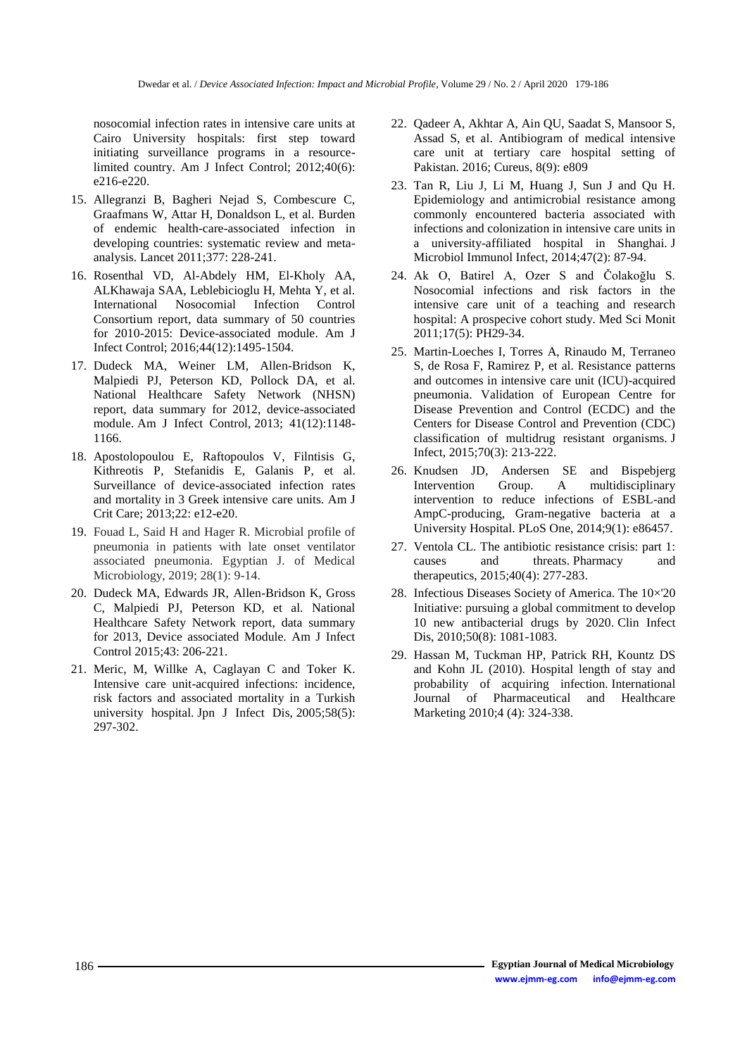nosocomial infection rates in intensive care units at Cairo University hospitals: first step toward initiating surveillance programs in a resource-limited country. Am J Infect Control; 2012;40(6): e216-e220.

15. Allegranzi B, Bagheri Nejad S, Combescure C, Graafmans W, Attar H, Donaldson L, et al. Burden of endemic health-care-associated infection in developing countries: systematic review and meta-analysis. Lancet 2011;377: 228-241.
16. Rosenthal VD, Al-Abdely HM, El-Kholy AA, ALKhawaja SAA, Leblebicioglu H, Mehta Y, et al. International Nosocomial Infection Control Consortium report, data summary of 50 countries for 2010-2015: Device-associated module. Am J Infect Control; 2016;44(12):1495-1504.
17. Dudeck MA, Weiner LM, Allen-Bridson K, Malpiedi PJ, Peterson KD, Pollock DA, et al. National Healthcare Safety Network (NHSN) report, data summary for 2012, device-associated module. Am J Infect Control, 2013; 41(12):1148-1166.
18. Apostolopoulou E, Raftopoulos V, Filntisis G, Kithreotis P, Stefanidis E, Galanis P, et al. Surveillance of device-associated infection rates and mortality in 3 Greek intensive care units. Am J Crit Care; 2013;22: e12-e20.
19. Fouad L, Said H and Hager R. Microbial profile of pneumonia in patients with late onset ventilator associated pneumonia. Egyptian J. of Medical Microbiology, 2019; 28(1): 9-14.
20. Dudeck MA, Edwards JR, Allen-Bridson K, Gross C, Malpiedi PJ, Peterson KD, et al. National Healthcare Safety Network report, data summary for 2013, Device associated Module. Am J Infect Control 2015;43: 206-221.
21. Meric, M, Willke A, Caglayan C and Toker K. Intensive care unit-acquired infections: incidence, risk factors and associated mortality in a Turkish university hospital. Jpn J Infect Dis, 2005;58(5): 297-302.
22. Qadeer A, Akhtar A, Ain QU, Saadat S, Mansoor S, Assad S, et al. Antibiogram of medical intensive care unit at tertiary care hospital setting of Pakistan. 2016; Cureus, 8(9): e809
23. Tan R, Liu J, Li M, Huang J, Sun J and Qu H. Epidemiology and antimicrobial resistance among commonly encountered bacteria associated with infections and colonization in intensive care units in a university-affiliated hospital in Shanghai. J Microbiol Immunol Infect, 2014;47(2): 87-94.
24. Ak O, Batirel A, Ozer S and Čolakoğlu S. Nosocomial infections and risk factors in the intensive care unit of a teaching and research hospital: A prospecive cohort study. Med Sci Monit 2011;17(5): PH29-34.
25. Martin-Loeches I, Torres A, Rinaudo M, Terraneo S, de Rosa F, Ramirez P, et al. Resistance patterns and outcomes in intensive care unit (ICU)-acquired pneumonia. Validation of European Centre for Disease Prevention and Control (ECDC) and the Centers for Disease Control and Prevention (CDC) classification of multidrug resistant organisms. J Infect, 2015;70(3): 213-222.
26. Knudsen JD, Andersen SE and Bispebjerg Intervention Group. A multidisciplinary intervention to reduce infections of ESBL-and AmpC-producing, Gram-negative bacteria at a University Hospital. PLoS One, 2014;9(1): e86457.
27. Ventola CL. The antibiotic resistance crisis: part 1: causes and threats. Pharmacy and therapeutics, 2015;40(4): 277-283.
28. Infectious Diseases Society of America. The 10×'20 Initiative: pursuing a global commitment to develop 10 new antibacterial drugs by 2020. Clin Infect Dis, 2010;50(8): 1081-1083.
29. Hassan M, Tuckman HP, Patrick RH, Kountz DS and Kohn JL (2010). Hospital length of stay and probability of acquiring infection. International Journal of Pharmaceutical and Healthcare Marketing 2010;4 (4): 324-338.